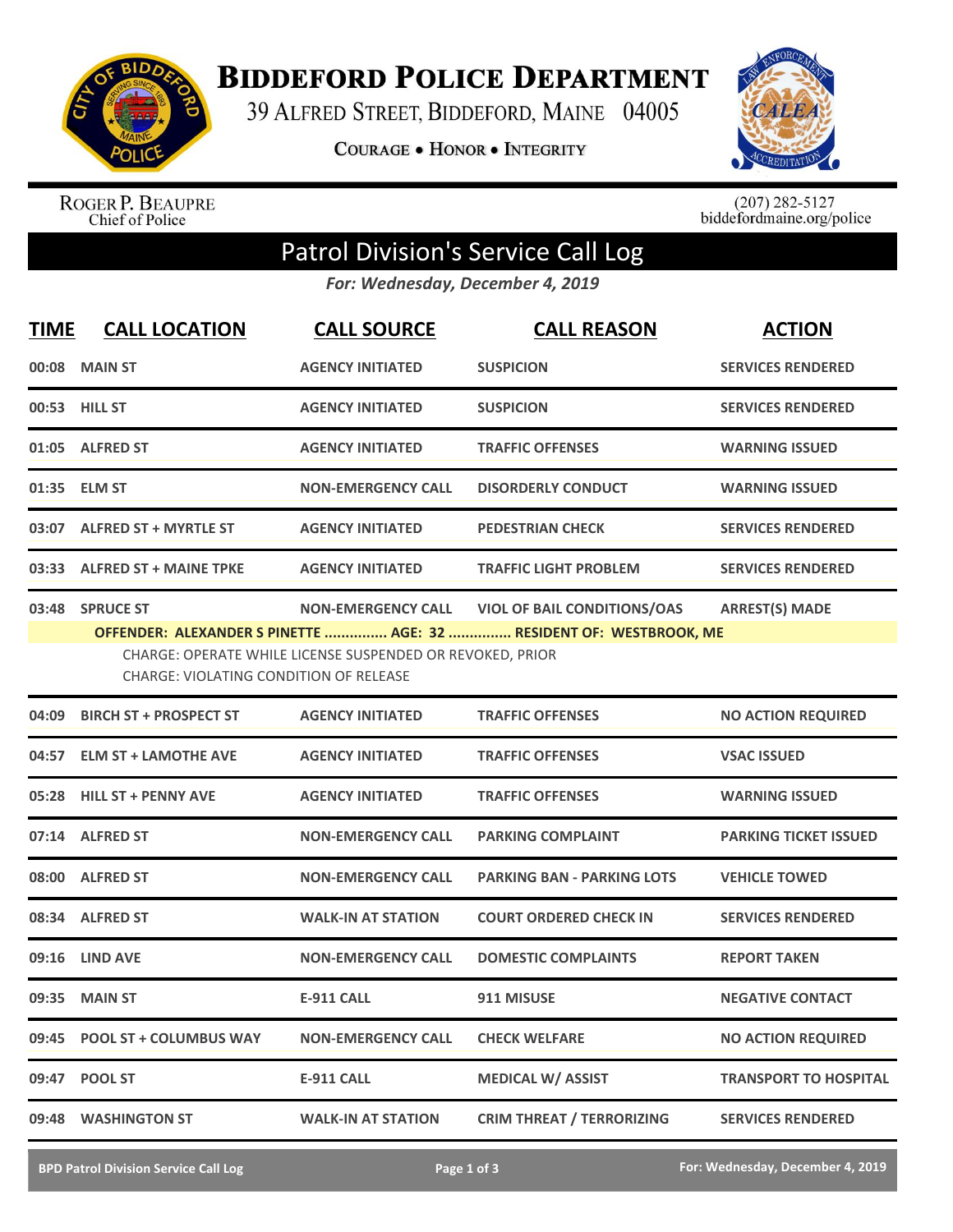# BIDDEFORD POLICE DEPARTMENT

39 ALFRED STREET, BIDDEFORD, MAINE 04005

COURAGE • HONOR • INTEGRITY

ROGER P. BEAUPRE
Chief of Police

(207) 282-5127
biddefordmaine.org/police

## Patrol Division's Service Call Log

*For: Wednesday, December 4, 2019*

| TIME | CALL LOCATION | CALL SOURCE | CALL REASON | ACTION |
|---|---|---|---|---|
| 00:08 | MAIN ST | AGENCY INITIATED | SUSPICION | SERVICES RENDERED |
| 00:53 | HILL ST | AGENCY INITIATED | SUSPICION | SERVICES RENDERED |
| 01:05 | ALFRED ST | AGENCY INITIATED | TRAFFIC OFFENSES | WARNING ISSUED |
| 01:35 | ELM ST | NON-EMERGENCY CALL | DISORDERLY CONDUCT | WARNING ISSUED |
| 03:07 | ALFRED ST + MYRTLE ST | AGENCY INITIATED | PEDESTRIAN CHECK | SERVICES RENDERED |
| 03:33 | ALFRED ST + MAINE TPKE | AGENCY INITIATED | TRAFFIC LIGHT PROBLEM | SERVICES RENDERED |
| 03:48 | SPRUCE ST | NON-EMERGENCY CALL | VIOL OF BAIL CONDITIONS/OAS | ARREST(S) MADE |
| | OFFENDER: ALEXANDER S PINETTE ............... AGE: 32 ............... RESIDENT OF: WESTBROOK, ME<br>CHARGE: OPERATE WHILE LICENSE SUSPENDED OR REVOKED, PRIOR<br>CHARGE: VIOLATING CONDITION OF RELEASE | | | |
| 04:09 | BIRCH ST + PROSPECT ST | AGENCY INITIATED | TRAFFIC OFFENSES | NO ACTION REQUIRED |
| 04:57 | ELM ST + LAMOTHE AVE | AGENCY INITIATED | TRAFFIC OFFENSES | VSAC ISSUED |
| 05:28 | HILL ST + PENNY AVE | AGENCY INITIATED | TRAFFIC OFFENSES | WARNING ISSUED |
| 07:14 | ALFRED ST | NON-EMERGENCY CALL | PARKING COMPLAINT | PARKING TICKET ISSUED |
| 08:00 | ALFRED ST | NON-EMERGENCY CALL | PARKING BAN - PARKING LOTS | VEHICLE TOWED |
| 08:34 | ALFRED ST | WALK-IN AT STATION | COURT ORDERED CHECK IN | SERVICES RENDERED |
| 09:16 | LIND AVE | NON-EMERGENCY CALL | DOMESTIC COMPLAINTS | REPORT TAKEN |
| 09:35 | MAIN ST | E-911 CALL | 911 MISUSE | NEGATIVE CONTACT |
| 09:45 | POOL ST + COLUMBUS WAY | NON-EMERGENCY CALL | CHECK WELFARE | NO ACTION REQUIRED |
| 09:47 | POOL ST | E-911 CALL | MEDICAL W/ ASSIST | TRANSPORT TO HOSPITAL |
| 09:48 | WASHINGTON ST | WALK-IN AT STATION | CRIM THREAT / TERRORIZING | SERVICES RENDERED |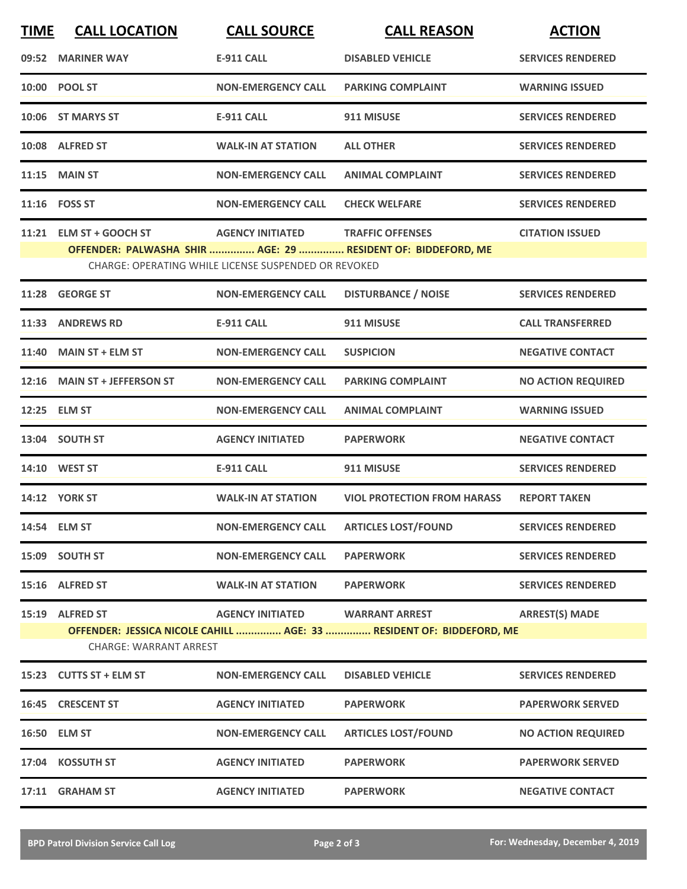| TIME | CALL LOCATION | CALL SOURCE | CALL REASON | ACTION |
|---|---|---|---|---|
| 09:52 | MARINER WAY | E-911 CALL | DISABLED VEHICLE | SERVICES RENDERED |
| 10:00 | POOL ST | NON-EMERGENCY CALL | PARKING COMPLAINT | WARNING ISSUED |
| 10:06 | ST MARYS ST | E-911 CALL | 911 MISUSE | SERVICES RENDERED |
| 10:08 | ALFRED ST | WALK-IN AT STATION | ALL OTHER | SERVICES RENDERED |
| 11:15 | MAIN ST | NON-EMERGENCY CALL | ANIMAL COMPLAINT | SERVICES RENDERED |
| 11:16 | FOSS ST | NON-EMERGENCY CALL | CHECK WELFARE | SERVICES RENDERED |
| 11:21 | ELM ST + GOOCH ST | AGENCY INITIATED | TRAFFIC OFFENSES | CITATION ISSUED |
| | OFFENDER: PALWASHA SHIR ............... AGE: 29 ............... RESIDENT OF: BIDDEFORD, ME | | | |
| | CHARGE: OPERATING WHILE LICENSE SUSPENDED OR REVOKED | | | |
| 11:28 | GEORGE ST | NON-EMERGENCY CALL | DISTURBANCE / NOISE | SERVICES RENDERED |
| 11:33 | ANDREWS RD | E-911 CALL | 911 MISUSE | CALL TRANSFERRED |
| 11:40 | MAIN ST + ELM ST | NON-EMERGENCY CALL | SUSPICION | NEGATIVE CONTACT |
| 12:16 | MAIN ST + JEFFERSON ST | NON-EMERGENCY CALL | PARKING COMPLAINT | NO ACTION REQUIRED |
| 12:25 | ELM ST | NON-EMERGENCY CALL | ANIMAL COMPLAINT | WARNING ISSUED |
| 13:04 | SOUTH ST | AGENCY INITIATED | PAPERWORK | NEGATIVE CONTACT |
| 14:10 | WEST ST | E-911 CALL | 911 MISUSE | SERVICES RENDERED |
| 14:12 | YORK ST | WALK-IN AT STATION | VIOL PROTECTION FROM HARASS | REPORT TAKEN |
| 14:54 | ELM ST | NON-EMERGENCY CALL | ARTICLES LOST/FOUND | SERVICES RENDERED |
| 15:09 | SOUTH ST | NON-EMERGENCY CALL | PAPERWORK | SERVICES RENDERED |
| 15:16 | ALFRED ST | WALK-IN AT STATION | PAPERWORK | SERVICES RENDERED |
| 15:19 | ALFRED ST | AGENCY INITIATED | WARRANT ARREST | ARREST(S) MADE |
| | OFFENDER: JESSICA NICOLE CAHILL ............... AGE: 33 ............... RESIDENT OF: BIDDEFORD, ME | | | |
| | CHARGE: WARRANT ARREST | | | |
| 15:23 | CUTTS ST + ELM ST | NON-EMERGENCY CALL | DISABLED VEHICLE | SERVICES RENDERED |
| 16:45 | CRESCENT ST | AGENCY INITIATED | PAPERWORK | PAPERWORK SERVED |
| 16:50 | ELM ST | NON-EMERGENCY CALL | ARTICLES LOST/FOUND | NO ACTION REQUIRED |
| 17:04 | KOSSUTH ST | AGENCY INITIATED | PAPERWORK | PAPERWORK SERVED |
| 17:11 | GRAHAM ST | AGENCY INITIATED | PAPERWORK | NEGATIVE CONTACT |

BPD Patrol Division Service Call Log — For: Wednesday, December 4, 2019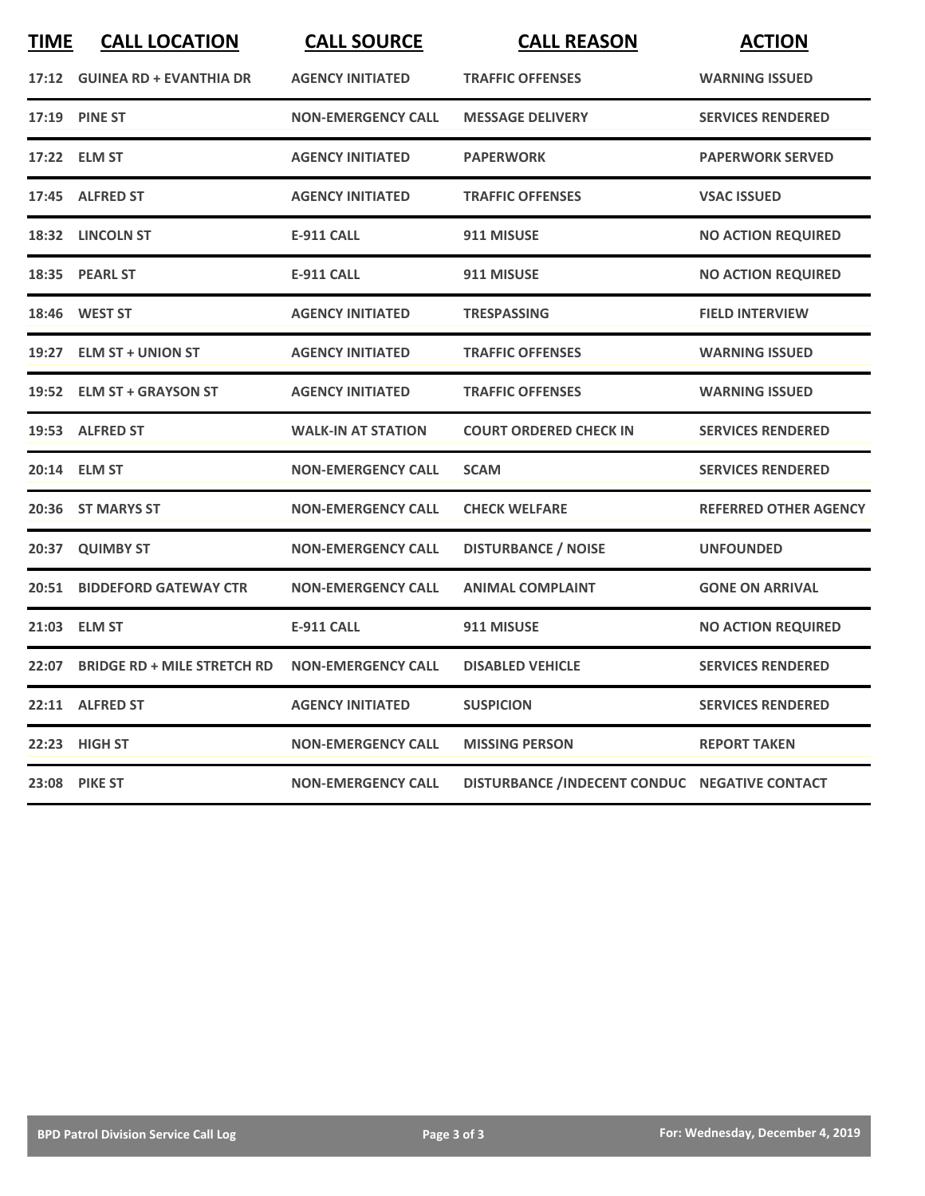| TIME | CALL LOCATION | CALL SOURCE | CALL REASON | ACTION |
|---|---|---|---|---|
| 17:12 | GUINEA RD + EVANTHIA DR | AGENCY INITIATED | TRAFFIC OFFENSES | WARNING ISSUED |
| 17:19 | PINE ST | NON-EMERGENCY CALL | MESSAGE DELIVERY | SERVICES RENDERED |
| 17:22 | ELM ST | AGENCY INITIATED | PAPERWORK | PAPERWORK SERVED |
| 17:45 | ALFRED ST | AGENCY INITIATED | TRAFFIC OFFENSES | VSAC ISSUED |
| 18:32 | LINCOLN ST | E-911 CALL | 911 MISUSE | NO ACTION REQUIRED |
| 18:35 | PEARL ST | E-911 CALL | 911 MISUSE | NO ACTION REQUIRED |
| 18:46 | WEST ST | AGENCY INITIATED | TRESPASSING | FIELD INTERVIEW |
| 19:27 | ELM ST + UNION ST | AGENCY INITIATED | TRAFFIC OFFENSES | WARNING ISSUED |
| 19:52 | ELM ST + GRAYSON ST | AGENCY INITIATED | TRAFFIC OFFENSES | WARNING ISSUED |
| 19:53 | ALFRED ST | WALK-IN AT STATION | COURT ORDERED CHECK IN | SERVICES RENDERED |
| 20:14 | ELM ST | NON-EMERGENCY CALL | SCAM | SERVICES RENDERED |
| 20:36 | ST MARYS ST | NON-EMERGENCY CALL | CHECK WELFARE | REFERRED OTHER AGENCY |
| 20:37 | QUIMBY ST | NON-EMERGENCY CALL | DISTURBANCE / NOISE | UNFOUNDED |
| 20:51 | BIDDEFORD GATEWAY CTR | NON-EMERGENCY CALL | ANIMAL COMPLAINT | GONE ON ARRIVAL |
| 21:03 | ELM ST | E-911 CALL | 911 MISUSE | NO ACTION REQUIRED |
| 22:07 | BRIDGE RD + MILE STRETCH RD | NON-EMERGENCY CALL | DISABLED VEHICLE | SERVICES RENDERED |
| 22:11 | ALFRED ST | AGENCY INITIATED | SUSPICION | SERVICES RENDERED |
| 22:23 | HIGH ST | NON-EMERGENCY CALL | MISSING PERSON | REPORT TAKEN |
| 23:08 | PIKE ST | NON-EMERGENCY CALL | DISTURBANCE /INDECENT CONDUC | NEGATIVE CONTACT |